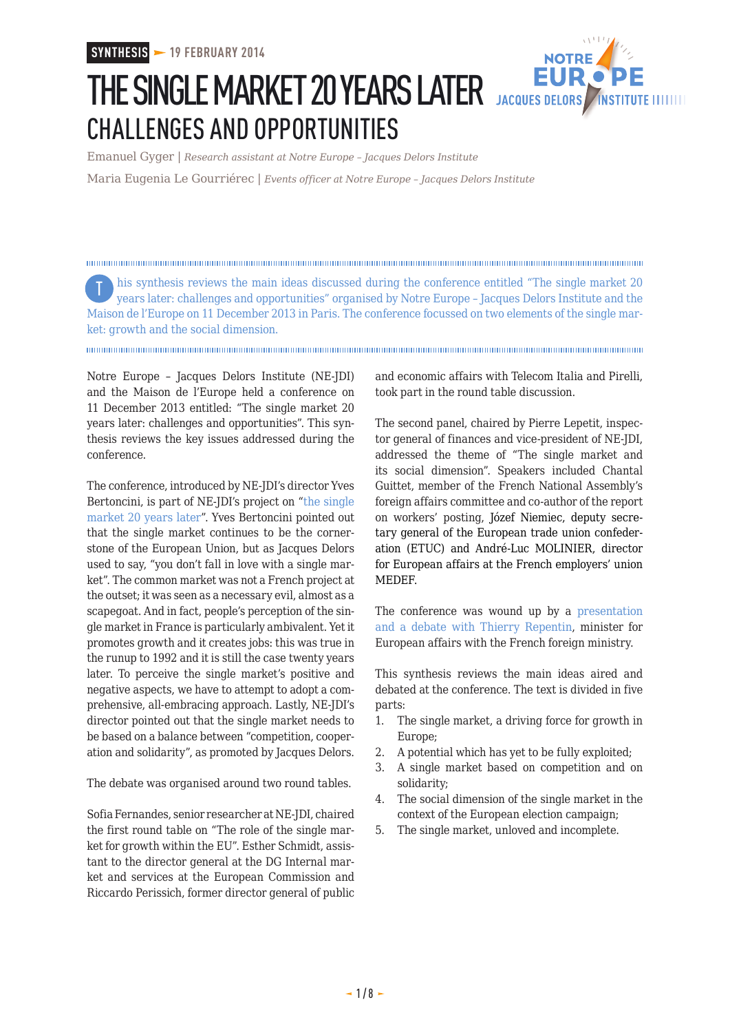**SYNTHESIS** 19 FEBRUARY 2014

# THE SINGLE MARKET 20 YEARS LATER
## CHALLENGES AND OPPORTUNITIES

Emanuel Gyger | *Research assistant at Notre Europe – Jacques Delors Institute*

Maria Eugenia Le Gourriérec | *Events officer at Notre Europe – Jacques Delors Institute*

This synthesis reviews the main ideas discussed during the conference entitled "The single market 20 years later: challenges and opportunities" organised by Notre Europe – Jacques Delors Institute and the Maison de l'Europe on 11 December 2013 in Paris. The conference focussed on two elements of the single market: growth and the social dimension.

Notre Europe – Jacques Delors Institute (NE-JDI) and the Maison de l'Europe held a conference on 11 December 2013 entitled: "The single market 20 years later: challenges and opportunities". This synthesis reviews the key issues addressed during the conference.

The conference, introduced by NE-JDI's director Yves Bertoncini, is part of NE-JDI's project on "the single market 20 years later". Yves Bertoncini pointed out that the single market continues to be the cornerstone of the European Union, but as Jacques Delors used to say, "you don't fall in love with a single market". The common market was not a French project at the outset; it was seen as a necessary evil, almost as a scapegoat. And in fact, people's perception of the single market in France is particularly ambivalent. Yet it promotes growth and it creates jobs: this was true in the runup to 1992 and it is still the case twenty years later. To perceive the single market's positive and negative aspects, we have to attempt to adopt a comprehensive, all-embracing approach. Lastly, NE-JDI's director pointed out that the single market needs to be based on a balance between "competition, cooperation and solidarity", as promoted by Jacques Delors.

The debate was organised around two round tables.

Sofia Fernandes, senior researcher at NE-JDI, chaired the first round table on "The role of the single market for growth within the EU". Esther Schmidt, assistant to the director general at the DG Internal market and services at the European Commission and Riccardo Perissich, former director general of public and economic affairs with Telecom Italia and Pirelli, took part in the round table discussion.

The second panel, chaired by Pierre Lepetit, inspector general of finances and vice-president of NE-JDI, addressed the theme of "The single market and its social dimension". Speakers included Chantal Guittet, member of the French National Assembly's foreign affairs committee and co-author of the report on workers' posting, Józef Niemiec, deputy secretary general of the European trade union confederation (ETUC) and André-Luc MOLINIER, director for European affairs at the French employers' union MEDEF.

The conference was wound up by a presentation and a debate with Thierry Repentin, minister for European affairs with the French foreign ministry.

This synthesis reviews the main ideas aired and debated at the conference. The text is divided in five parts:

1. The single market, a driving force for growth in Europe;
2. A potential which has yet to be fully exploited;
3. A single market based on competition and on solidarity;
4. The social dimension of the single market in the context of the European election campaign;
5. The single market, unloved and incomplete.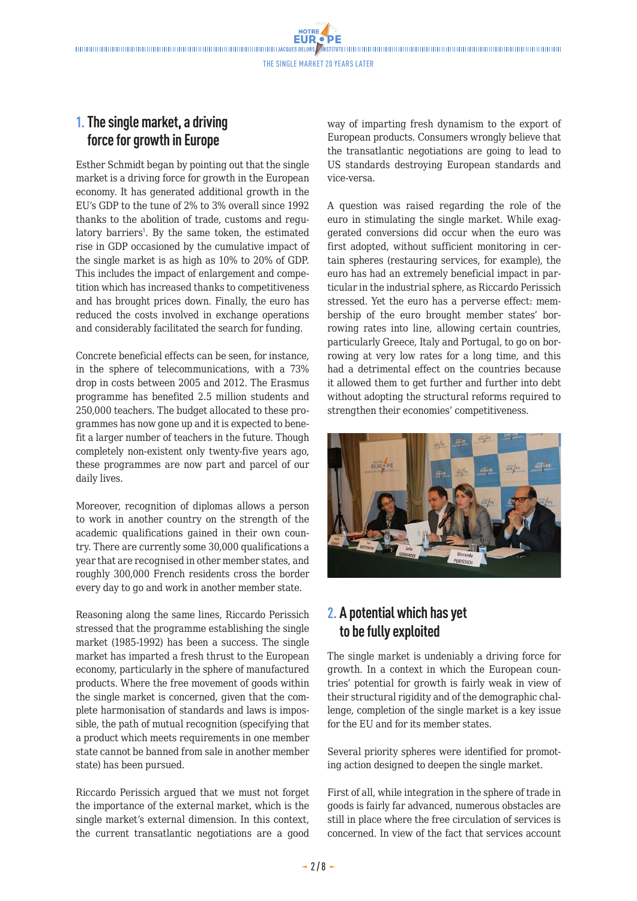## 1. The single market, a driving force for growth in Europe

Esther Schmidt began by pointing out that the single market is a driving force for growth in the European economy. It has generated additional growth in the EU's GDP to the tune of 2% to 3% overall since 1992 thanks to the abolition of trade, customs and regulatory barriers[1]. By the same token, the estimated rise in GDP occasioned by the cumulative impact of the single market is as high as 10% to 20% of GDP. This includes the impact of enlargement and competition which has increased thanks to competitiveness and has brought prices down. Finally, the euro has reduced the costs involved in exchange operations and considerably facilitated the search for funding.

Concrete beneficial effects can be seen, for instance, in the sphere of telecommunications, with a 73% drop in costs between 2005 and 2012. The Erasmus programme has benefited 2.5 million students and 250,000 teachers. The budget allocated to these programmes has now gone up and it is expected to benefit a larger number of teachers in the future. Though completely non-existent only twenty-five years ago, these programmes are now part and parcel of our daily lives.

Moreover, recognition of diplomas allows a person to work in another country on the strength of the academic qualifications gained in their own country. There are currently some 30,000 qualifications a year that are recognised in other member states, and roughly 300,000 French residents cross the border every day to go and work in another member state.

Reasoning along the same lines, Riccardo Perissich stressed that the programme establishing the single market (1985-1992) has been a success. The single market has imparted a fresh thrust to the European economy, particularly in the sphere of manufactured products. Where the free movement of goods within the single market is concerned, given that the complete harmonisation of standards and laws is impossible, the path of mutual recognition (specifying that a product which meets requirements in one member state cannot be banned from sale in another member state) has been pursued.

Riccardo Perissich argued that we must not forget the importance of the external market, which is the single market's external dimension. In this context, the current transatlantic negotiations are a good way of imparting fresh dynamism to the export of European products. Consumers wrongly believe that the transatlantic negotiations are going to lead to US standards destroying European standards and vice-versa.

A question was raised regarding the role of the euro in stimulating the single market. While exaggerated conversions did occur when the euro was first adopted, without sufficient monitoring in certain spheres (restauring services, for example), the euro has had an extremely beneficial impact in particular in the industrial sphere, as Riccardo Perissich stressed. Yet the euro has a perverse effect: membership of the euro brought member states' borrowing rates into line, allowing certain countries, particularly Greece, Italy and Portugal, to go on borrowing at very low rates for a long time, and this had a detrimental effect on the countries because it allowed them to get further and further into debt without adopting the structural reforms required to strengthen their economies' competitiveness.

## 2. A potential which has yet to be fully exploited

The single market is undeniably a driving force for growth. In a context in which the European countries' potential for growth is fairly weak in view of their structural rigidity and of the demographic challenge, completion of the single market is a key issue for the EU and for its member states.

Several priority spheres were identified for promoting action designed to deepen the single market.

First of all, while integration in the sphere of trade in goods is fairly far advanced, numerous obstacles are still in place where the free circulation of services is concerned. In view of the fact that services account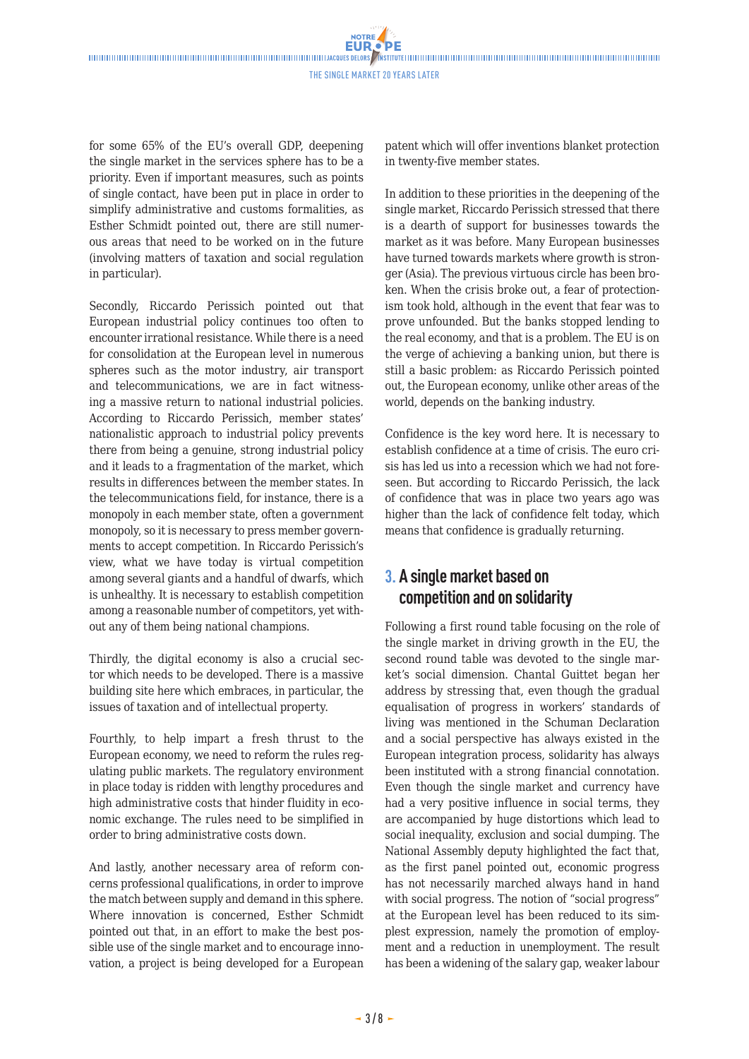for some 65% of the EU's overall GDP, deepening the single market in the services sphere has to be a priority. Even if important measures, such as points of single contact, have been put in place in order to simplify administrative and customs formalities, as Esther Schmidt pointed out, there are still numerous areas that need to be worked on in the future (involving matters of taxation and social regulation in particular).

Secondly, Riccardo Perissich pointed out that European industrial policy continues too often to encounter irrational resistance. While there is a need for consolidation at the European level in numerous spheres such as the motor industry, air transport and telecommunications, we are in fact witnessing a massive return to national industrial policies. According to Riccardo Perissich, member states' nationalistic approach to industrial policy prevents there from being a genuine, strong industrial policy and it leads to a fragmentation of the market, which results in differences between the member states. In the telecommunications field, for instance, there is a monopoly in each member state, often a government monopoly, so it is necessary to press member governments to accept competition. In Riccardo Perissich's view, what we have today is virtual competition among several giants and a handful of dwarfs, which is unhealthy. It is necessary to establish competition among a reasonable number of competitors, yet without any of them being national champions.

Thirdly, the digital economy is also a crucial sector which needs to be developed. There is a massive building site here which embraces, in particular, the issues of taxation and of intellectual property.

Fourthly, to help impart a fresh thrust to the European economy, we need to reform the rules regulating public markets. The regulatory environment in place today is ridden with lengthy procedures and high administrative costs that hinder fluidity in economic exchange. The rules need to be simplified in order to bring administrative costs down.

And lastly, another necessary area of reform concerns professional qualifications, in order to improve the match between supply and demand in this sphere. Where innovation is concerned, Esther Schmidt pointed out that, in an effort to make the best possible use of the single market and to encourage innovation, a project is being developed for a European patent which will offer inventions blanket protection in twenty-five member states.

In addition to these priorities in the deepening of the single market, Riccardo Perissich stressed that there is a dearth of support for businesses towards the market as it was before. Many European businesses have turned towards markets where growth is stronger (Asia). The previous virtuous circle has been broken. When the crisis broke out, a fear of protectionism took hold, although in the event that fear was to prove unfounded. But the banks stopped lending to the real economy, and that is a problem. The EU is on the verge of achieving a banking union, but there is still a basic problem: as Riccardo Perissich pointed out, the European economy, unlike other areas of the world, depends on the banking industry.

Confidence is the key word here. It is necessary to establish confidence at a time of crisis. The euro crisis has led us into a recession which we had not foreseen. But according to Riccardo Perissich, the lack of confidence that was in place two years ago was higher than the lack of confidence felt today, which means that confidence is gradually returning.

## 3. A single market based on competition and on solidarity

Following a first round table focusing on the role of the single market in driving growth in the EU, the second round table was devoted to the single market's social dimension. Chantal Guittet began her address by stressing that, even though the gradual equalisation of progress in workers' standards of living was mentioned in the Schuman Declaration and a social perspective has always existed in the European integration process, solidarity has always been instituted with a strong financial connotation. Even though the single market and currency have had a very positive influence in social terms, they are accompanied by huge distortions which lead to social inequality, exclusion and social dumping. The National Assembly deputy highlighted the fact that, as the first panel pointed out, economic progress has not necessarily marched always hand in hand with social progress. The notion of "social progress" at the European level has been reduced to its simplest expression, namely the promotion of employment and a reduction in unemployment. The result has been a widening of the salary gap, weaker labour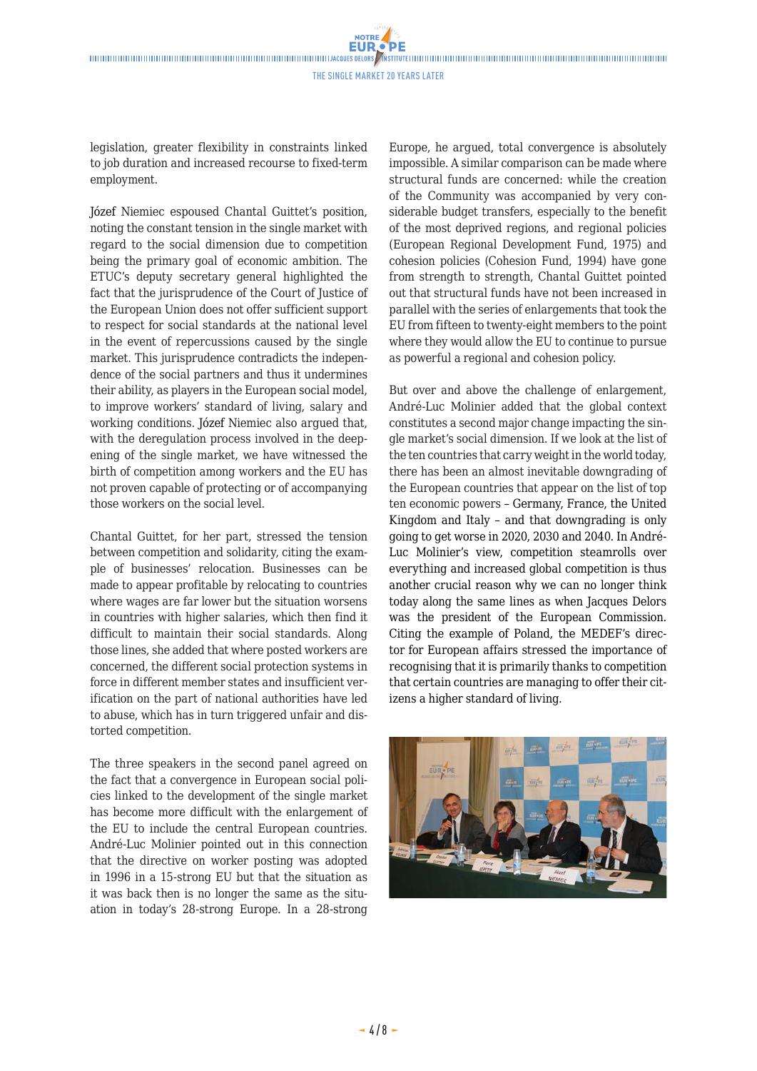legislation, greater flexibility in constraints linked to job duration and increased recourse to fixed-term employment.

Józef Niemiec espoused Chantal Guittet's position, noting the constant tension in the single market with regard to the social dimension due to competition being the primary goal of economic ambition. The ETUC's deputy secretary general highlighted the fact that the jurisprudence of the Court of Justice of the European Union does not offer sufficient support to respect for social standards at the national level in the event of repercussions caused by the single market. This jurisprudence contradicts the independence of the social partners and thus it undermines their ability, as players in the European social model, to improve workers' standard of living, salary and working conditions. Józef Niemiec also argued that, with the deregulation process involved in the deepening of the single market, we have witnessed the birth of competition among workers and the EU has not proven capable of protecting or of accompanying those workers on the social level.

Chantal Guittet, for her part, stressed the tension between competition and solidarity, citing the example of businesses' relocation. Businesses can be made to appear profitable by relocating to countries where wages are far lower but the situation worsens in countries with higher salaries, which then find it difficult to maintain their social standards. Along those lines, she added that where posted workers are concerned, the different social protection systems in force in different member states and insufficient verification on the part of national authorities have led to abuse, which has in turn triggered unfair and distorted competition.

The three speakers in the second panel agreed on the fact that a convergence in European social policies linked to the development of the single market has become more difficult with the enlargement of the EU to include the central European countries. André-Luc Molinier pointed out in this connection that the directive on worker posting was adopted in 1996 in a 15-strong EU but that the situation as it was back then is no longer the same as the situation in today's 28-strong Europe. In a 28-strong Europe, he argued, total convergence is absolutely impossible. A similar comparison can be made where structural funds are concerned: while the creation of the Community was accompanied by very considerable budget transfers, especially to the benefit of the most deprived regions, and regional policies (European Regional Development Fund, 1975) and cohesion policies (Cohesion Fund, 1994) have gone from strength to strength, Chantal Guittet pointed out that structural funds have not been increased in parallel with the series of enlargements that took the EU from fifteen to twenty-eight members to the point where they would allow the EU to continue to pursue as powerful a regional and cohesion policy.

But over and above the challenge of enlargement, André-Luc Molinier added that the global context constitutes a second major change impacting the single market's social dimension. If we look at the list of the ten countries that carry weight in the world today, there has been an almost inevitable downgrading of the European countries that appear on the list of top ten economic powers – Germany, France, the United Kingdom and Italy – and that downgrading is only going to get worse in 2020, 2030 and 2040. In André-Luc Molinier's view, competition steamrolls over everything and increased global competition is thus another crucial reason why we can no longer think today along the same lines as when Jacques Delors was the president of the European Commission. Citing the example of Poland, the MEDEF's director for European affairs stressed the importance of recognising that it is primarily thanks to competition that certain countries are managing to offer their citizens a higher standard of living.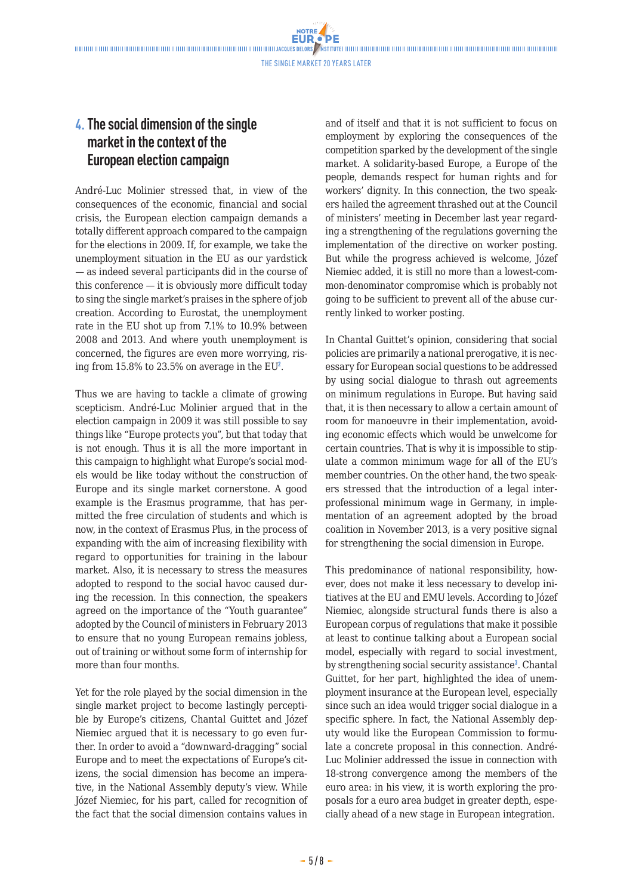## 4. The social dimension of the single market in the context of the European election campaign

André-Luc Molinier stressed that, in view of the consequences of the economic, financial and social crisis, the European election campaign demands a totally different approach compared to the campaign for the elections in 2009. If, for example, we take the unemployment situation in the EU as our yardstick — as indeed several participants did in the course of this conference — it is obviously more difficult today to sing the single market's praises in the sphere of job creation. According to Eurostat, the unemployment rate in the EU shot up from 7.1% to 10.9% between 2008 and 2013. And where youth unemployment is concerned, the figures are even more worrying, rising from 15.8% to 23.5% on average in the EU[2].

Thus we are having to tackle a climate of growing scepticism. André-Luc Molinier argued that in the election campaign in 2009 it was still possible to say things like "Europe protects you", but that today that is not enough. Thus it is all the more important in this campaign to highlight what Europe's social models would be like today without the construction of Europe and its single market cornerstone. A good example is the Erasmus programme, that has permitted the free circulation of students and which is now, in the context of Erasmus Plus, in the process of expanding with the aim of increasing flexibility with regard to opportunities for training in the labour market. Also, it is necessary to stress the measures adopted to respond to the social havoc caused during the recession. In this connection, the speakers agreed on the importance of the "Youth guarantee" adopted by the Council of ministers in February 2013 to ensure that no young European remains jobless, out of training or without some form of internship for more than four months.

Yet for the role played by the social dimension in the single market project to become lastingly perceptible by Europe's citizens, Chantal Guittet and Józef Niemiec argued that it is necessary to go even further. In order to avoid a "downward-dragging" social Europe and to meet the expectations of Europe's citizens, the social dimension has become an imperative, in the National Assembly deputy's view. While Józef Niemiec, for his part, called for recognition of the fact that the social dimension contains values in and of itself and that it is not sufficient to focus on employment by exploring the consequences of the competition sparked by the development of the single market. A solidarity-based Europe, a Europe of the people, demands respect for human rights and for workers' dignity. In this connection, the two speakers hailed the agreement thrashed out at the Council of ministers' meeting in December last year regarding a strengthening of the regulations governing the implementation of the directive on worker posting. But while the progress achieved is welcome, Józef Niemiec added, it is still no more than a lowest-common-denominator compromise which is probably not going to be sufficient to prevent all of the abuse currently linked to worker posting.

In Chantal Guittet's opinion, considering that social policies are primarily a national prerogative, it is necessary for European social questions to be addressed by using social dialogue to thrash out agreements on minimum regulations in Europe. But having said that, it is then necessary to allow a certain amount of room for manoeuvre in their implementation, avoiding economic effects which would be unwelcome for certain countries. That is why it is impossible to stipulate a common minimum wage for all of the EU's member countries. On the other hand, the two speakers stressed that the introduction of a legal interprofessional minimum wage in Germany, in implementation of an agreement adopted by the broad coalition in November 2013, is a very positive signal for strengthening the social dimension in Europe.

This predominance of national responsibility, however, does not make it less necessary to develop initiatives at the EU and EMU levels. According to Józef Niemiec, alongside structural funds there is also a European corpus of regulations that make it possible at least to continue talking about a European social model, especially with regard to social investment, by strengthening social security assistance[3]. Chantal Guittet, for her part, highlighted the idea of unemployment insurance at the European level, especially since such an idea would trigger social dialogue in a specific sphere. In fact, the National Assembly deputy would like the European Commission to formulate a concrete proposal in this connection. André-Luc Molinier addressed the issue in connection with 18-strong convergence among the members of the euro area: in his view, it is worth exploring the proposals for a euro area budget in greater depth, especially ahead of a new stage in European integration.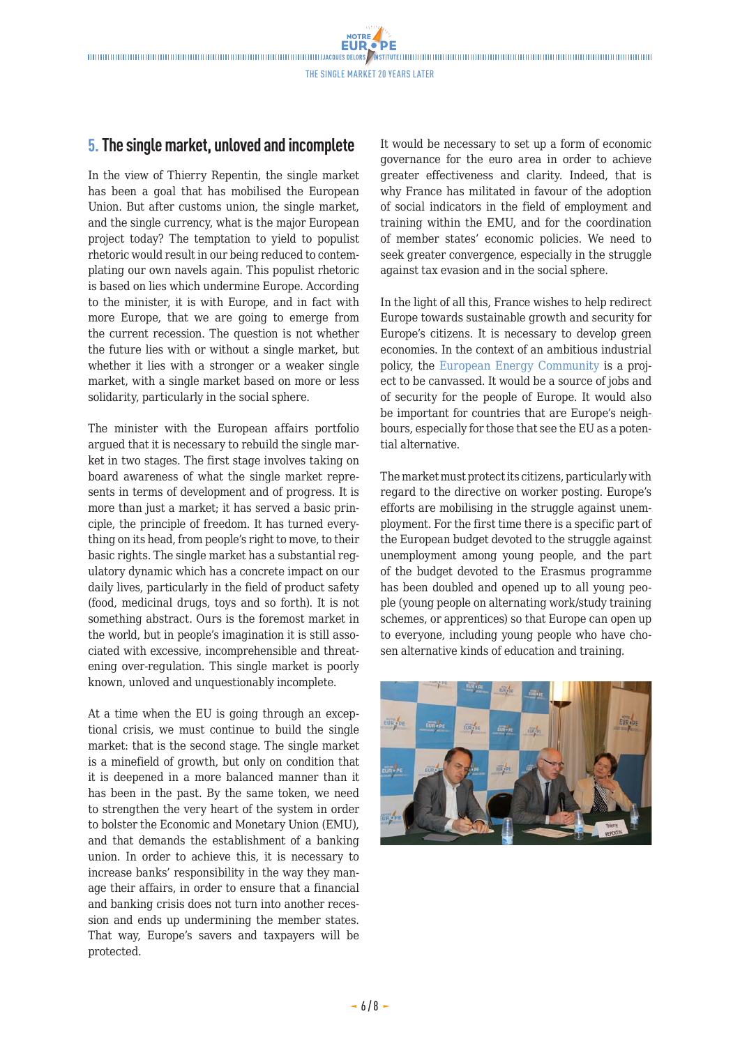## 5. The single market, unloved and incomplete

In the view of Thierry Repentin, the single market has been a goal that has mobilised the European Union. But after customs union, the single market, and the single currency, what is the major European project today? The temptation to yield to populist rhetoric would result in our being reduced to contemplating our own navels again. This populist rhetoric is based on lies which undermine Europe. According to the minister, it is with Europe, and in fact with more Europe, that we are going to emerge from the current recession. The question is not whether the future lies with or without a single market, but whether it lies with a stronger or a weaker single market, with a single market based on more or less solidarity, particularly in the social sphere.

The minister with the European affairs portfolio argued that it is necessary to rebuild the single market in two stages. The first stage involves taking on board awareness of what the single market represents in terms of development and of progress. It is more than just a market; it has served a basic principle, the principle of freedom. It has turned everything on its head, from people's right to move, to their basic rights. The single market has a substantial regulatory dynamic which has a concrete impact on our daily lives, particularly in the field of product safety (food, medicinal drugs, toys and so forth). It is not something abstract. Ours is the foremost market in the world, but in people's imagination it is still associated with excessive, incomprehensible and threatening over-regulation. This single market is poorly known, unloved and unquestionably incomplete.

At a time when the EU is going through an exceptional crisis, we must continue to build the single market: that is the second stage. The single market is a minefield of growth, but only on condition that it is deepened in a more balanced manner than it has been in the past. By the same token, we need to strengthen the very heart of the system in order to bolster the Economic and Monetary Union (EMU), and that demands the establishment of a banking union. In order to achieve this, it is necessary to increase banks' responsibility in the way they manage their affairs, in order to ensure that a financial and banking crisis does not turn into another recession and ends up undermining the member states. That way, Europe's savers and taxpayers will be protected.

It would be necessary to set up a form of economic governance for the euro area in order to achieve greater effectiveness and clarity. Indeed, that is why France has militated in favour of the adoption of social indicators in the field of employment and training within the EMU, and for the coordination of member states' economic policies. We need to seek greater convergence, especially in the struggle against tax evasion and in the social sphere.

In the light of all this, France wishes to help redirect Europe towards sustainable growth and security for Europe's citizens. It is necessary to develop green economies. In the context of an ambitious industrial policy, the European Energy Community is a project to be canvassed. It would be a source of jobs and of security for the people of Europe. It would also be important for countries that are Europe's neighbours, especially for those that see the EU as a potential alternative.

The market must protect its citizens, particularly with regard to the directive on worker posting. Europe's efforts are mobilising in the struggle against unemployment. For the first time there is a specific part of the European budget devoted to the struggle against unemployment among young people, and the part of the budget devoted to the Erasmus programme has been doubled and opened up to all young people (young people on alternating work/study training schemes, or apprentices) so that Europe can open up to everyone, including young people who have chosen alternative kinds of education and training.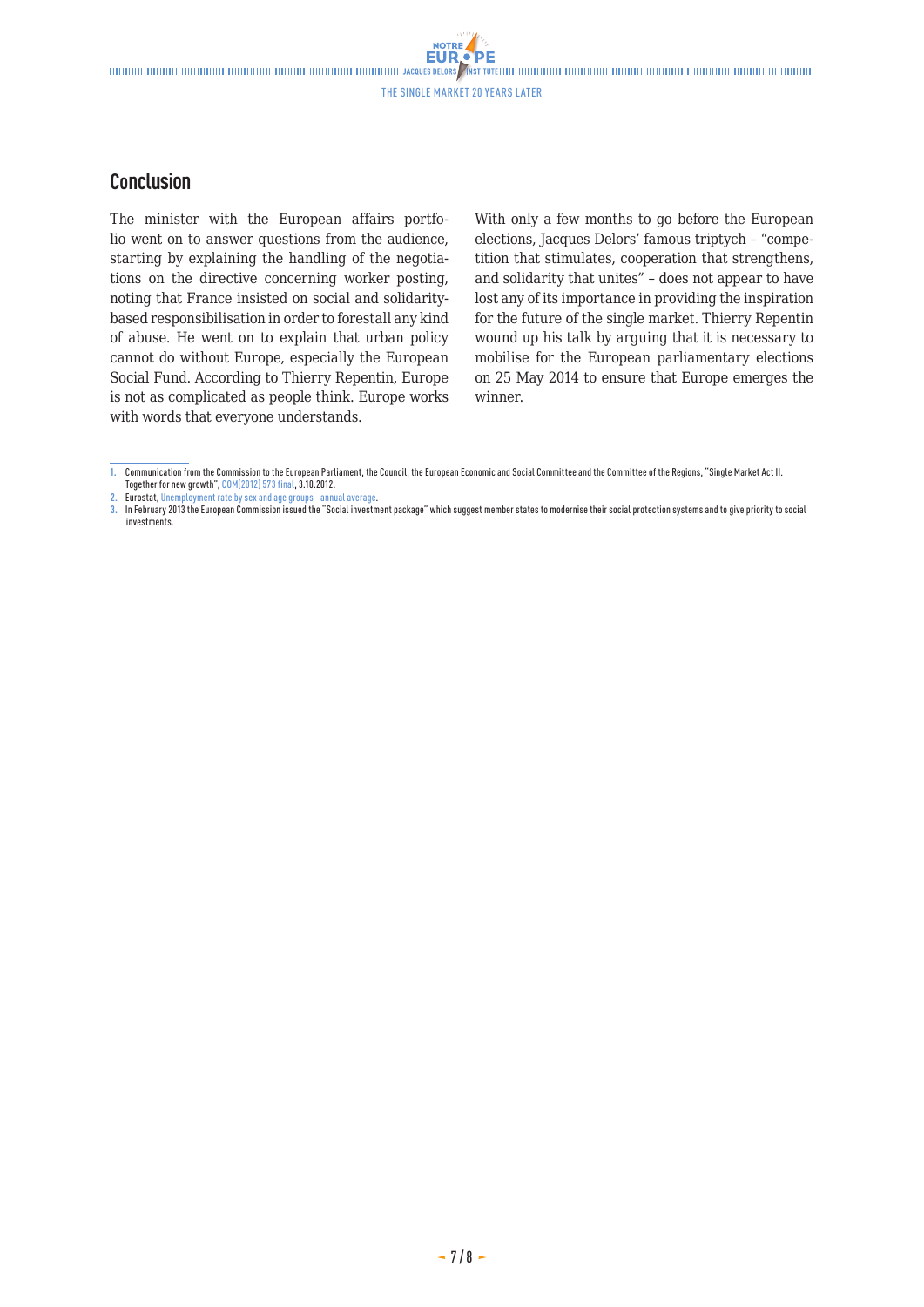## Conclusion

The minister with the European affairs portfolio went on to answer questions from the audience, starting by explaining the handling of the negotiations on the directive concerning worker posting, noting that France insisted on social and solidarity-based responsibilisation in order to forestall any kind of abuse. He went on to explain that urban policy cannot do without Europe, especially the European Social Fund. According to Thierry Repentin, Europe is not as complicated as people think. Europe works with words that everyone understands.

With only a few months to go before the European elections, Jacques Delors' famous triptych – "competition that stimulates, cooperation that strengthens, and solidarity that unites" – does not appear to have lost any of its importance in providing the inspiration for the future of the single market. Thierry Repentin wound up his talk by arguing that it is necessary to mobilise for the European parliamentary elections on 25 May 2014 to ensure that Europe emerges the winner.

---

1. Communication from the Commission to the European Parliament, the Council, the European Economic and Social Committee and the Committee of the Regions, "Single Market Act II. Together for new growth", COM(2012) 573 final, 3.10.2012.
2. Eurostat, Unemployment rate by sex and age groups - annual average.
3. In February 2013 the European Commission issued the "Social investment package" which suggest member states to modernise their social protection systems and to give priority to social investments.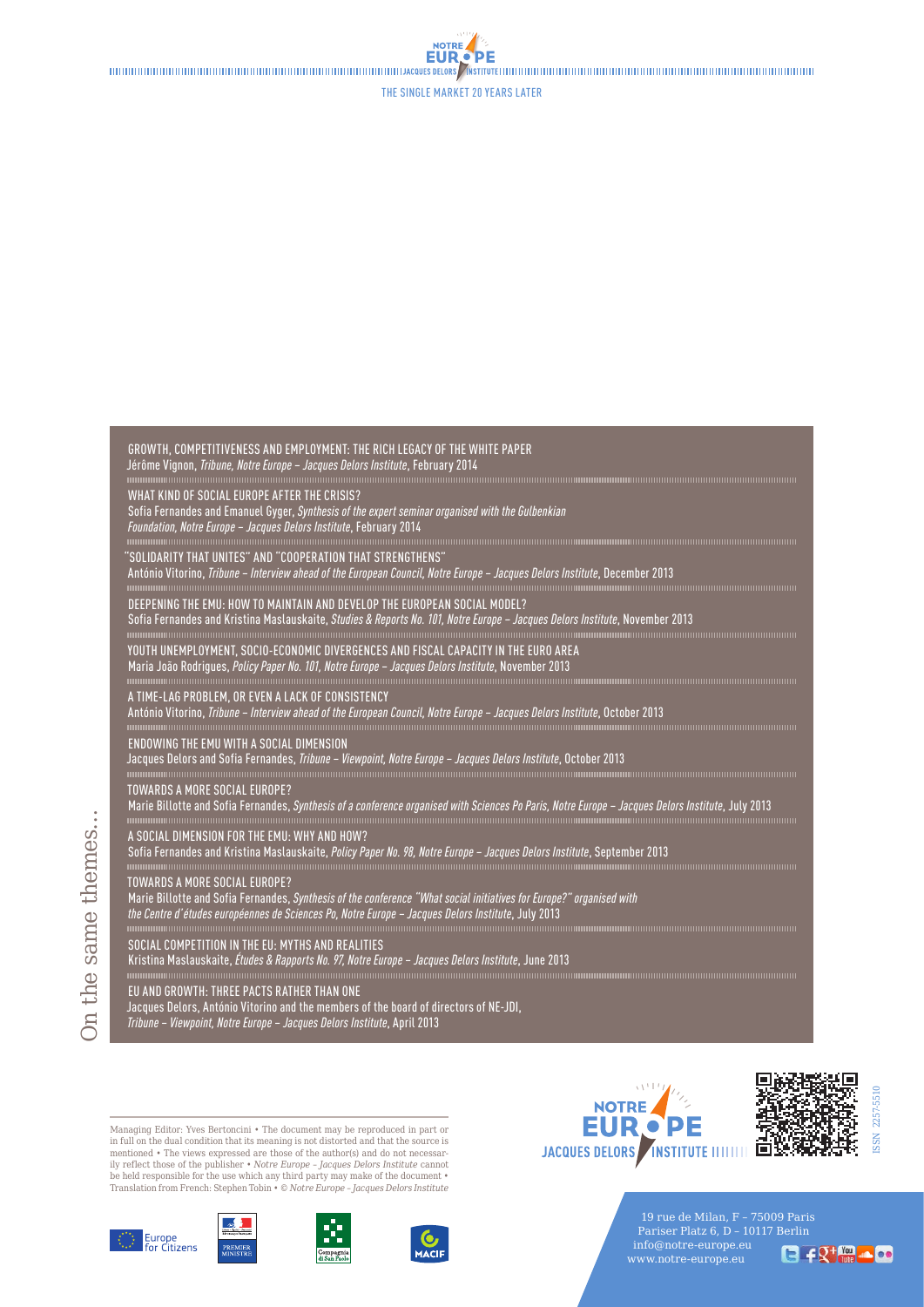On the same themes…

GROWTH, COMPETITIVENESS AND EMPLOYMENT: THE RICH LEGACY OF THE WHITE PAPER
Jérôme Vignon, *Tribune, Notre Europe – Jacques Delors Institute*, February 2014

WHAT KIND OF SOCIAL EUROPE AFTER THE CRISIS?
Sofia Fernandes and Emanuel Gyger, *Synthesis of the expert seminar organised with the Gulbenkian Foundation, Notre Europe – Jacques Delors Institute*, February 2014

"SOLIDARITY THAT UNITES" AND "COOPERATION THAT STRENGTHENS"
António Vitorino, *Tribune – Interview ahead of the European Council, Notre Europe – Jacques Delors Institute*, December 2013

DEEPENING THE EMU: HOW TO MAINTAIN AND DEVELOP THE EUROPEAN SOCIAL MODEL?
Sofia Fernandes and Kristina Maslauskaite, *Studies & Reports No. 101, Notre Europe – Jacques Delors Institute*, November 2013

YOUTH UNEMPLOYMENT, SOCIO-ECONOMIC DIVERGENCES AND FISCAL CAPACITY IN THE EURO AREA
Maria João Rodrigues, *Policy Paper No. 101, Notre Europe – Jacques Delors Institute*, November 2013

A TIME-LAG PROBLEM, OR EVEN A LACK OF CONSISTENCY
António Vitorino, *Tribune – Interview ahead of the European Council, Notre Europe – Jacques Delors Institute*, October 2013

ENDOWING THE EMU WITH A SOCIAL DIMENSION
Jacques Delors and Sofia Fernandes, *Tribune – Viewpoint, Notre Europe – Jacques Delors Institute*, October 2013

TOWARDS A MORE SOCIAL EUROPE?
Marie Billotte and Sofia Fernandes, *Synthesis of a conference organised with Sciences Po Paris, Notre Europe – Jacques Delors Institute*, July 2013

A SOCIAL DIMENSION FOR THE EMU: WHY AND HOW?
Sofia Fernandes and Kristina Maslauskaite, *Policy Paper No. 98, Notre Europe – Jacques Delors Institute*, September 2013

TOWARDS A MORE SOCIAL EUROPE?
Marie Billotte and Sofia Fernandes, *Synthesis of the conference "What social initiatives for Europe?" organised with the Centre d'études européennes de Sciences Po, Notre Europe – Jacques Delors Institute*, July 2013

SOCIAL COMPETITION IN THE EU: MYTHS AND REALITIES
Kristina Maslauskaite, *Études & Rapports No. 97, Notre Europe – Jacques Delors Institute*, June 2013

EU AND GROWTH: THREE PACTS RATHER THAN ONE
Jacques Delors, António Vitorino and the members of the board of directors of NE-JDI, *Tribune – Viewpoint, Notre Europe – Jacques Delors Institute*, April 2013

Managing Editor: Yves Bertoncini • The document may be reproduced in part or in full on the dual condition that its meaning is not distorted and that the source is mentioned • The views expressed are those of the author(s) and do not necessarily reflect those of the publisher • *Notre Europe – Jacques Delors Institute* cannot be held responsible for the use which any third party may make of the document • Translation from French: Stephen Tobin • © *Notre Europe – Jacques Delors Institute*

ISSN 2257-5510

19 rue de Milan, F – 75009 Paris
Pariser Platz 6, D – 10117 Berlin
info@notre-europe.eu
www.notre-europe.eu